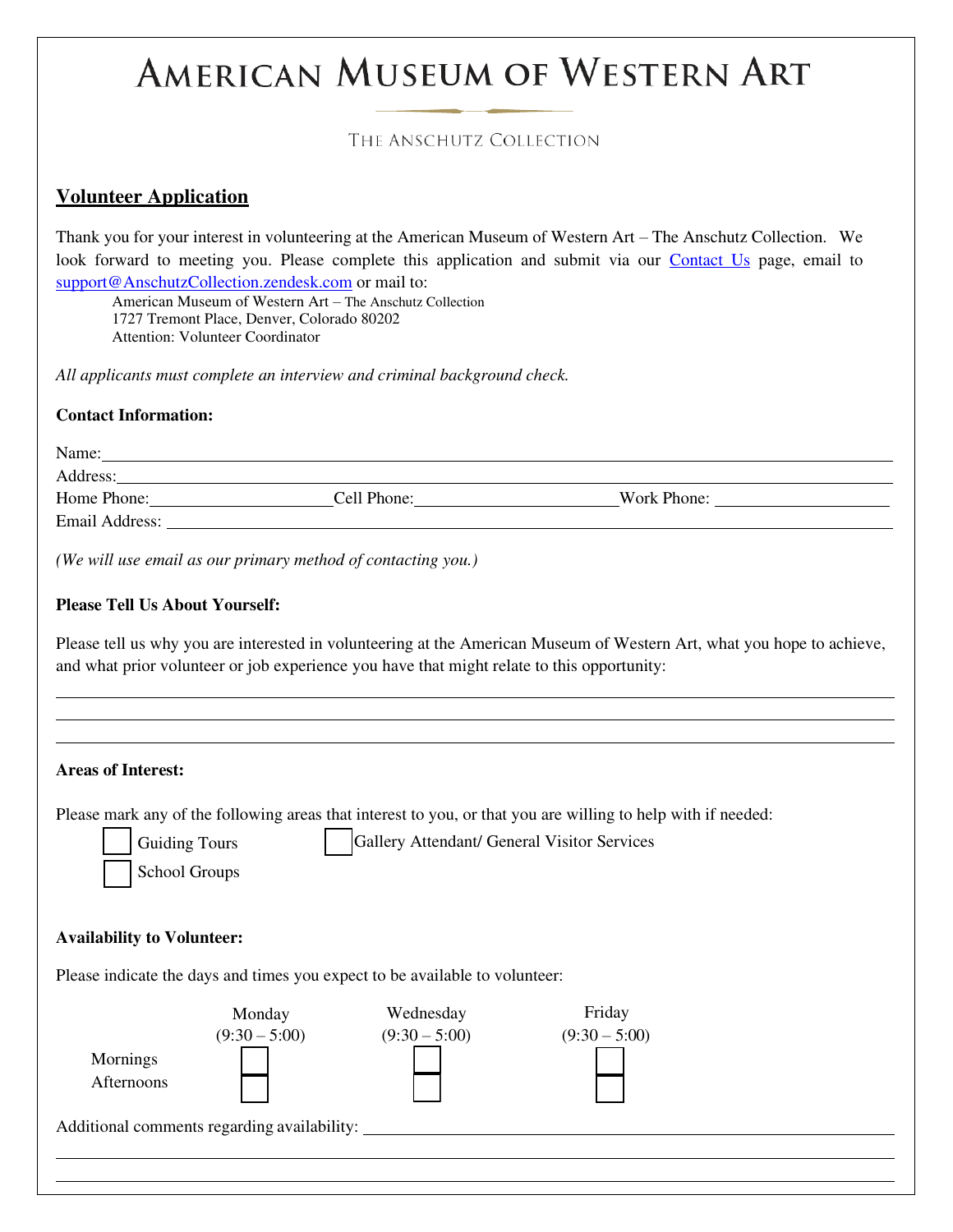# AMERICAN MUSEUM OF WESTERN ART

THE ANSCHUTZ COLLECTION

## Volunteer Application

Thank you for your interest in volunteering at the American Museum of Western Art – The Anschutz Collection. We look forward to meeting you. Please complete this application and submit via our Contact Us page, email to support@AnschutzCollection.zendesk.com or mail to:

American Museum of Western Art – The Anschutz Collection
1727 Tremont Place, Denver, Colorado 80202
Attention: Volunteer Coordinator

*All applicants must complete an interview and criminal background check.*

**Contact Information:**

Name: ______________________________

Address: ______________________________

Home Phone: ______________ Cell Phone: ______________ Work Phone: ______________

Email Address: ______________________________

*(We will use email as our primary method of contacting you.)*

**Please Tell Us About Yourself:**

Please tell us why you are interested in volunteering at the American Museum of Western Art, what you hope to achieve, and what prior volunteer or job experience you have that might relate to this opportunity:

______________________________

______________________________

______________________________

**Areas of Interest:**

Please mark any of the following areas that interest to you, or that you are willing to help with if needed:

- ☐ Guiding Tours
- ☐ Gallery Attendant/ General Visitor Services
- ☐ School Groups

**Availability to Volunteer:**

Please indicate the days and times you expect to be available to volunteer:

| | Monday (9:30 – 5:00) | Wednesday (9:30 – 5:00) | Friday (9:30 – 5:00) |
|---|---|---|---|
| Mornings | ☐ | ☐ | ☐ |
| Afternoons | ☐ | ☐ | ☐ |

Additional comments regarding availability: ______________________________

______________________________

______________________________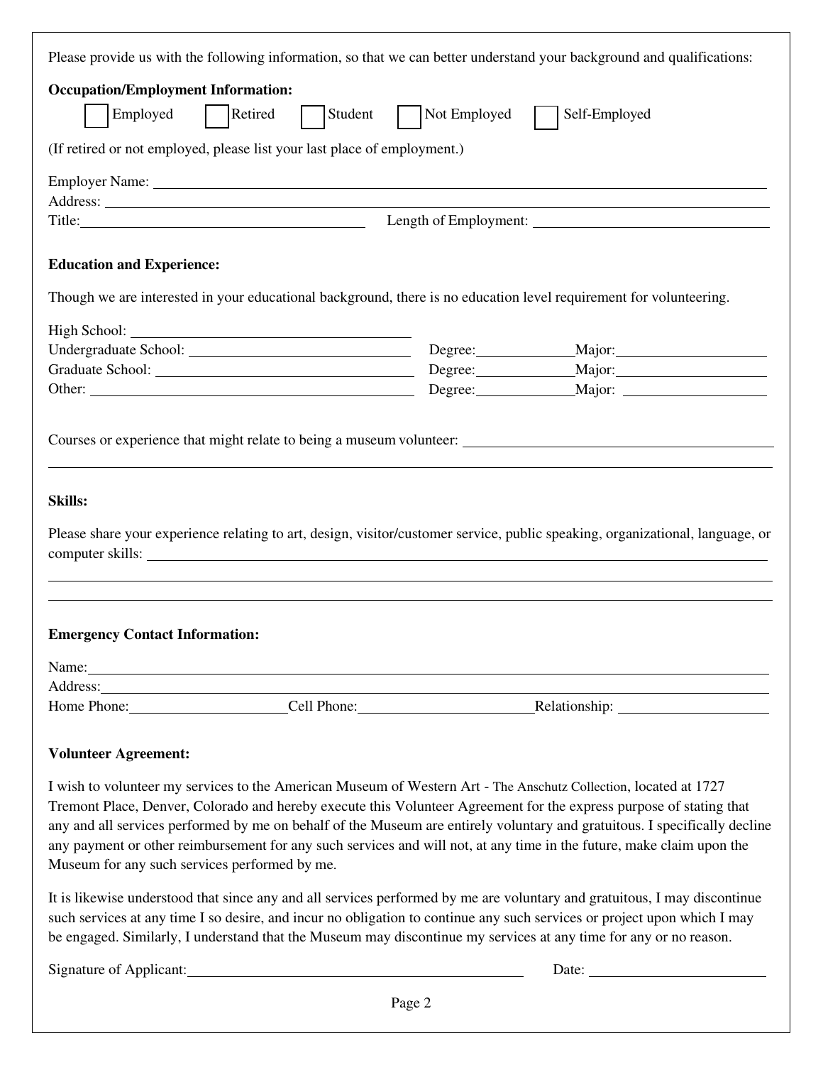Please provide us with the following information, so that we can better understand your background and qualifications:

**Occupation/Employment Information:**

☐ Employed ☐ Retired ☐ Student ☐ Not Employed ☐ Self-Employed

(If retired or not employed, please list your last place of employment.)

Employer Name: \_\_\_\_\_\_\_\_\_\_\_\_\_\_\_\_\_\_\_\_\_\_\_\_\_\_\_\_\_\_\_\_\_\_\_\_\_\_\_\_

Address: \_\_\_\_\_\_\_\_\_\_\_\_\_\_\_\_\_\_\_\_\_\_\_\_\_\_\_\_\_\_\_\_\_\_\_\_\_\_\_\_

Title: \_\_\_\_\_\_\_\_\_\_\_\_\_\_\_\_\_\_\_\_ Length of Employment: \_\_\_\_\_\_\_\_\_\_\_\_\_\_\_\_\_\_\_\_

**Education and Experience:**

Though we are interested in your educational background, there is no education level requirement for volunteering.

High School: \_\_\_\_\_\_\_\_\_\_\_\_\_\_\_\_\_\_\_\_

Undergraduate School: \_\_\_\_\_\_\_\_\_\_\_\_\_\_\_\_\_\_\_\_ Degree: \_\_\_\_\_\_\_\_\_\_ Major: \_\_\_\_\_\_\_\_\_\_

Graduate School: \_\_\_\_\_\_\_\_\_\_\_\_\_\_\_\_\_\_\_\_ Degree: \_\_\_\_\_\_\_\_\_\_ Major: \_\_\_\_\_\_\_\_\_\_

Other: \_\_\_\_\_\_\_\_\_\_\_\_\_\_\_\_\_\_\_\_ Degree: \_\_\_\_\_\_\_\_\_\_ Major: \_\_\_\_\_\_\_\_\_\_

Courses or experience that might relate to being a museum volunteer: \_\_\_\_\_\_\_\_\_\_\_\_\_\_\_\_\_\_\_\_

**Skills:**

Please share your experience relating to art, design, visitor/customer service, public speaking, organizational, language, or computer skills: \_\_\_\_\_\_\_\_\_\_\_\_\_\_\_\_\_\_\_\_

**Emergency Contact Information:**

Name: \_\_\_\_\_\_\_\_\_\_\_\_\_\_\_\_\_\_\_\_\_\_\_\_\_\_\_\_\_\_\_\_\_\_\_\_\_\_\_\_

Address: \_\_\_\_\_\_\_\_\_\_\_\_\_\_\_\_\_\_\_\_\_\_\_\_\_\_\_\_\_\_\_\_\_\_\_\_\_\_\_\_

Home Phone: \_\_\_\_\_\_\_\_\_\_\_\_\_\_\_ Cell Phone: \_\_\_\_\_\_\_\_\_\_\_\_\_\_\_ Relationship: \_\_\_\_\_\_\_\_\_\_\_\_\_\_\_

**Volunteer Agreement:**

I wish to volunteer my services to the American Museum of Western Art - The Anschutz Collection, located at 1727 Tremont Place, Denver, Colorado and hereby execute this Volunteer Agreement for the express purpose of stating that any and all services performed by me on behalf of the Museum are entirely voluntary and gratuitous. I specifically decline any payment or other reimbursement for any such services and will not, at any time in the future, make claim upon the Museum for any such services performed by me.

It is likewise understood that since any and all services performed by me are voluntary and gratuitous, I may discontinue such services at any time I so desire, and incur no obligation to continue any such services or project upon which I may be engaged. Similarly, I understand that the Museum may discontinue my services at any time for any or no reason.

Signature of Applicant: \_\_\_\_\_\_\_\_\_\_\_\_\_\_\_\_\_\_\_\_\_\_\_\_\_\_\_\_\_\_ Date: \_\_\_\_\_\_\_\_\_\_\_\_\_\_\_\_\_\_\_\_